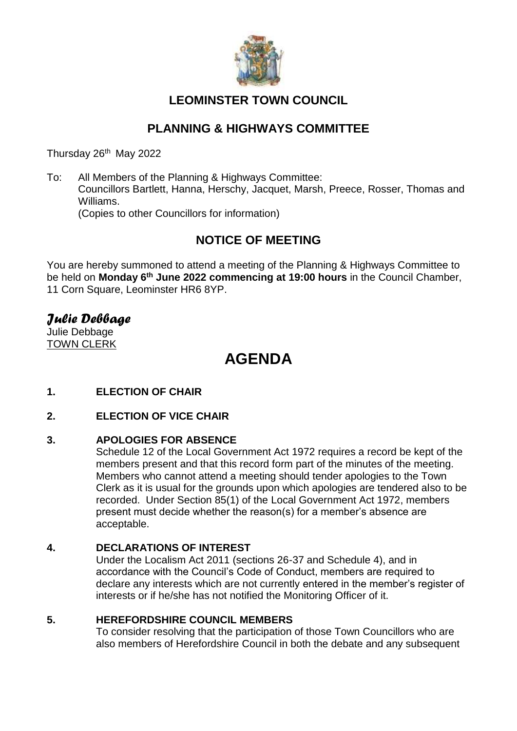# LEOMINSTER TOWN COUNCIL

## PLANNING & HIGHWAYS COMMITTEE

Thursday 26th May 2022

To: All Members of the Planning & Highways Committee:
Councillors Bartlett, Hanna, Herschy, Jacquet, Marsh, Preece, Rosser, Thomas and Williams.
(Copies to other Councillors for information)

## NOTICE OF MEETING

You are hereby summoned to attend a meeting of the Planning & Highways Committee to be held on **Monday 6th June 2022 commencing at 19:00 hours** in the Council Chamber, 11 Corn Square, Leominster HR6 8YP.

*Julie Debbage*

Julie Debbage
TOWN CLERK

# AGENDA

**1. ELECTION OF CHAIR**

**2. ELECTION OF VICE CHAIR**

**3. APOLOGIES FOR ABSENCE**

Schedule 12 of the Local Government Act 1972 requires a record be kept of the members present and that this record form part of the minutes of the meeting. Members who cannot attend a meeting should tender apologies to the Town Clerk as it is usual for the grounds upon which apologies are tendered also to be recorded. Under Section 85(1) of the Local Government Act 1972, members present must decide whether the reason(s) for a member's absence are acceptable.

**4. DECLARATIONS OF INTEREST**

Under the Localism Act 2011 (sections 26-37 and Schedule 4), and in accordance with the Council's Code of Conduct, members are required to declare any interests which are not currently entered in the member's register of interests or if he/she has not notified the Monitoring Officer of it.

**5. HEREFORDSHIRE COUNCIL MEMBERS**

To consider resolving that the participation of those Town Councillors who are also members of Herefordshire Council in both the debate and any subsequent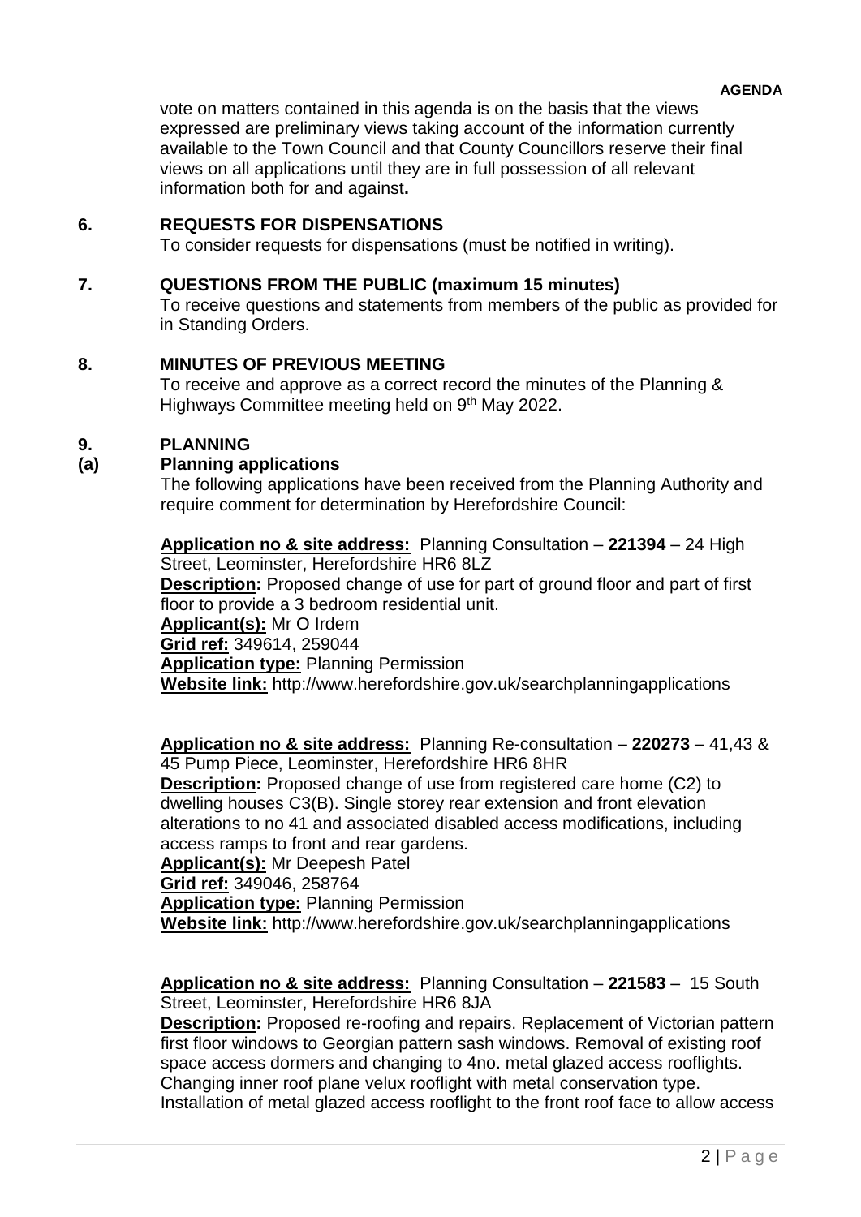vote on matters contained in this agenda is on the basis that the views expressed are preliminary views taking account of the information currently available to the Town Council and that County Councillors reserve their final views on all applications until they are in full possession of all relevant information both for and against**.**

## 6. REQUESTS FOR DISPENSATIONS

To consider requests for dispensations (must be notified in writing).

## 7. QUESTIONS FROM THE PUBLIC (maximum 15 minutes)

To receive questions and statements from members of the public as provided for in Standing Orders.

## 8. MINUTES OF PREVIOUS MEETING

To receive and approve as a correct record the minutes of the Planning & Highways Committee meeting held on 9th May 2022.

## 9. PLANNING

### (a) Planning applications

The following applications have been received from the Planning Authority and require comment for determination by Herefordshire Council:

**Application no & site address:** Planning Consultation – **221394** – 24 High Street, Leominster, Herefordshire HR6 8LZ
**Description:** Proposed change of use for part of ground floor and part of first floor to provide a 3 bedroom residential unit.
**Applicant(s):** Mr O Irdem
**Grid ref:** 349614, 259044
**Application type:** Planning Permission
**Website link:** http://www.herefordshire.gov.uk/searchplanningapplications

**Application no & site address:** Planning Re-consultation – **220273** – 41,43 & 45 Pump Piece, Leominster, Herefordshire HR6 8HR
**Description:** Proposed change of use from registered care home (C2) to dwelling houses C3(B). Single storey rear extension and front elevation alterations to no 41 and associated disabled access modifications, including access ramps to front and rear gardens.
**Applicant(s):** Mr Deepesh Patel
**Grid ref:** 349046, 258764
**Application type:** Planning Permission
**Website link:** http://www.herefordshire.gov.uk/searchplanningapplications

**Application no & site address:** Planning Consultation – **221583** – 15 South Street, Leominster, Herefordshire HR6 8JA
**Description:** Proposed re-roofing and repairs. Replacement of Victorian pattern first floor windows to Georgian pattern sash windows. Removal of existing roof space access dormers and changing to 4no. metal glazed access rooflights. Changing inner roof plane velux rooflight with metal conservation type. Installation of metal glazed access rooflight to the front roof face to allow access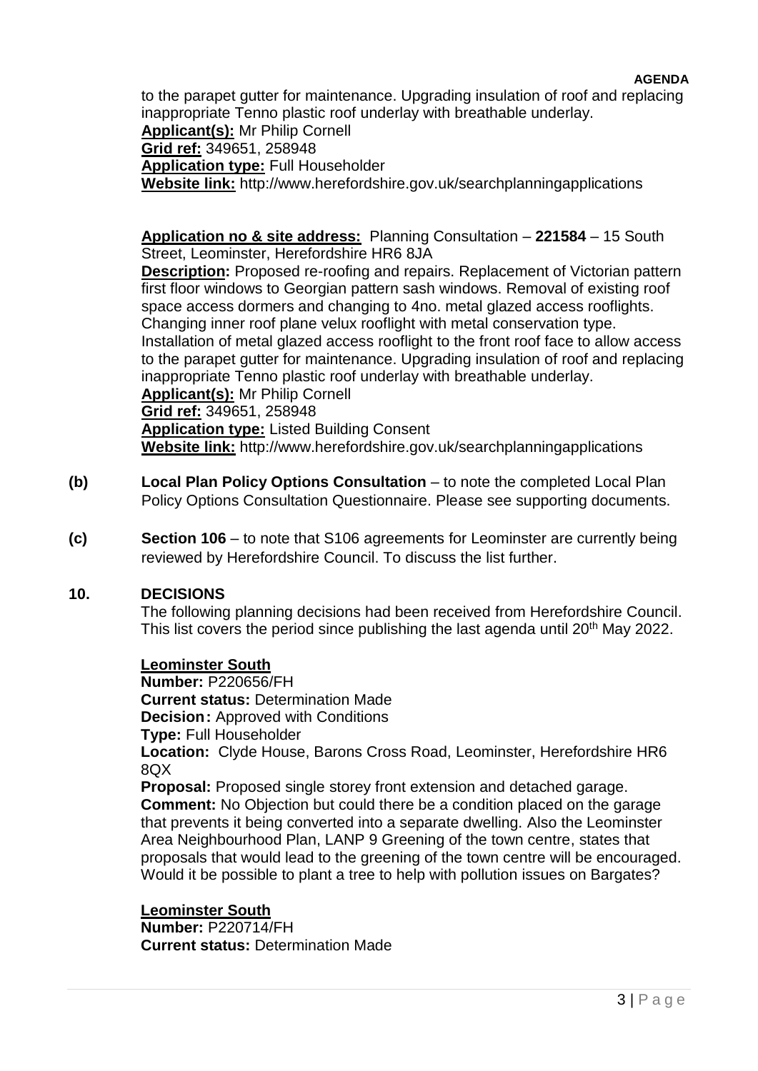to the parapet gutter for maintenance. Upgrading insulation of roof and replacing inappropriate Tenno plastic roof underlay with breathable underlay.
**Applicant(s):** Mr Philip Cornell
**Grid ref:** 349651, 258948
**Application type:** Full Householder
**Website link:** http://www.herefordshire.gov.uk/searchplanningapplications

**Application no & site address:** Planning Consultation – **221584** – 15 South Street, Leominster, Herefordshire HR6 8JA
**Description:** Proposed re-roofing and repairs. Replacement of Victorian pattern first floor windows to Georgian pattern sash windows. Removal of existing roof space access dormers and changing to 4no. metal glazed access rooflights. Changing inner roof plane velux rooflight with metal conservation type. Installation of metal glazed access rooflight to the front roof face to allow access to the parapet gutter for maintenance. Upgrading insulation of roof and replacing inappropriate Tenno plastic roof underlay with breathable underlay.
**Applicant(s):** Mr Philip Cornell
**Grid ref:** 349651, 258948
**Application type:** Listed Building Consent
**Website link:** http://www.herefordshire.gov.uk/searchplanningapplications

**(b)** **Local Plan Policy Options Consultation** – to note the completed Local Plan Policy Options Consultation Questionnaire. Please see supporting documents.

**(c)** **Section 106** – to note that S106 agreements for Leominster are currently being reviewed by Herefordshire Council. To discuss the list further.

## 10. DECISIONS

The following planning decisions had been received from Herefordshire Council. This list covers the period since publishing the last agenda until 20th May 2022.

**Leominster South**
**Number:** P220656/FH
**Current status:** Determination Made
**Decision:** Approved with Conditions
**Type:** Full Householder
**Location:** Clyde House, Barons Cross Road, Leominster, Herefordshire HR6 8QX
**Proposal:** Proposed single storey front extension and detached garage.
**Comment:** No Objection but could there be a condition placed on the garage that prevents it being converted into a separate dwelling. Also the Leominster Area Neighbourhood Plan, LANP 9 Greening of the town centre, states that proposals that would lead to the greening of the town centre will be encouraged. Would it be possible to plant a tree to help with pollution issues on Bargates?

**Leominster South**
**Number:** P220714/FH
**Current status:** Determination Made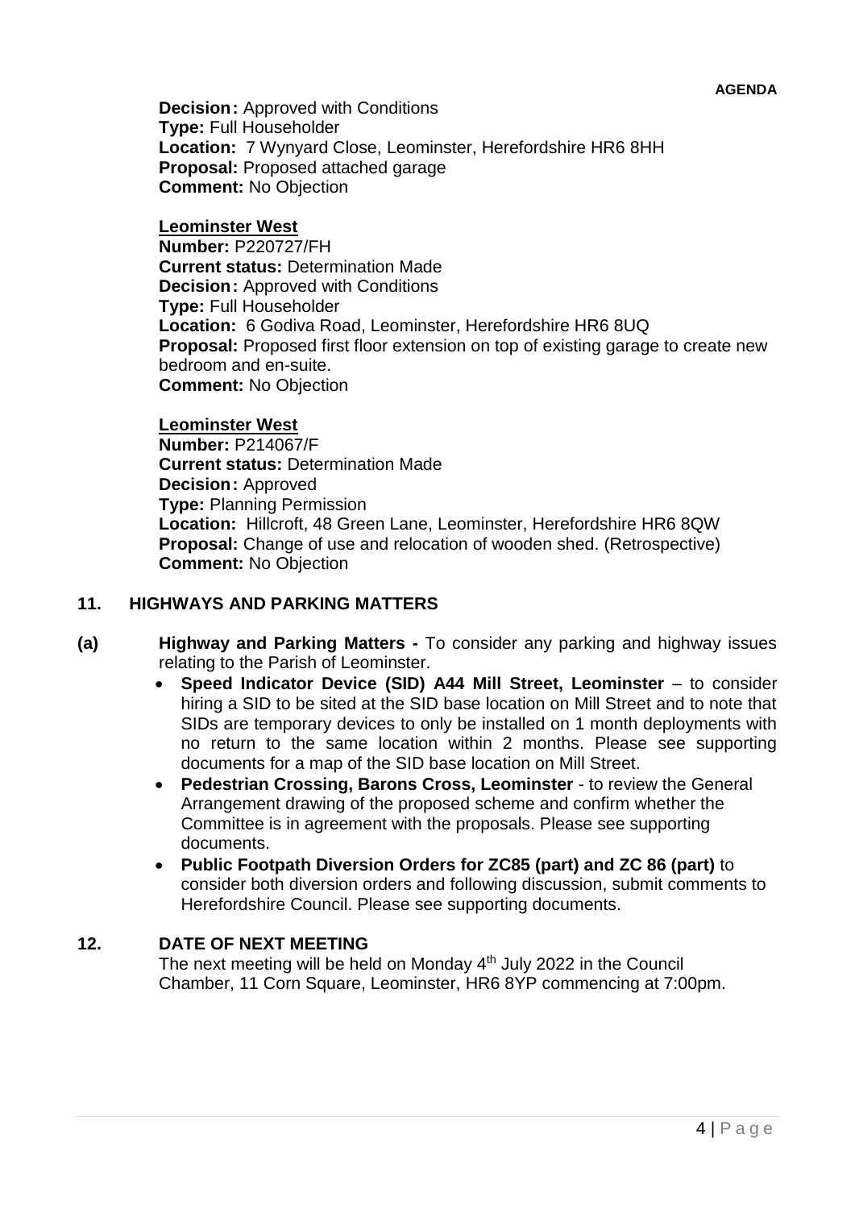**Decision:** Approved with Conditions
**Type:** Full Householder
**Location:** 7 Wynyard Close, Leominster, Herefordshire HR6 8HH
**Proposal:** Proposed attached garage
**Comment:** No Objection

**Leominster West**
**Number:** P220727/FH
**Current status:** Determination Made
**Decision:** Approved with Conditions
**Type:** Full Householder
**Location:** 6 Godiva Road, Leominster, Herefordshire HR6 8UQ
**Proposal:** Proposed first floor extension on top of existing garage to create new bedroom and en-suite.
**Comment:** No Objection

**Leominster West**
**Number:** P214067/F
**Current status:** Determination Made
**Decision:** Approved
**Type:** Planning Permission
**Location:** Hillcroft, 48 Green Lane, Leominster, Herefordshire HR6 8QW
**Proposal:** Change of use and relocation of wooden shed. (Retrospective)
**Comment:** No Objection

## 11. HIGHWAYS AND PARKING MATTERS

**(a) Highway and Parking Matters -** To consider any parking and highway issues relating to the Parish of Leominster.

- **Speed Indicator Device (SID) A44 Mill Street, Leominster** – to consider hiring a SID to be sited at the SID base location on Mill Street and to note that SIDs are temporary devices to only be installed on 1 month deployments with no return to the same location within 2 months. Please see supporting documents for a map of the SID base location on Mill Street.
- **Pedestrian Crossing, Barons Cross, Leominster** - to review the General Arrangement drawing of the proposed scheme and confirm whether the Committee is in agreement with the proposals. Please see supporting documents.
- **Public Footpath Diversion Orders for ZC85 (part) and ZC 86 (part)** to consider both diversion orders and following discussion, submit comments to Herefordshire Council. Please see supporting documents.

## 12. DATE OF NEXT MEETING

The next meeting will be held on Monday 4th July 2022 in the Council Chamber, 11 Corn Square, Leominster, HR6 8YP commencing at 7:00pm.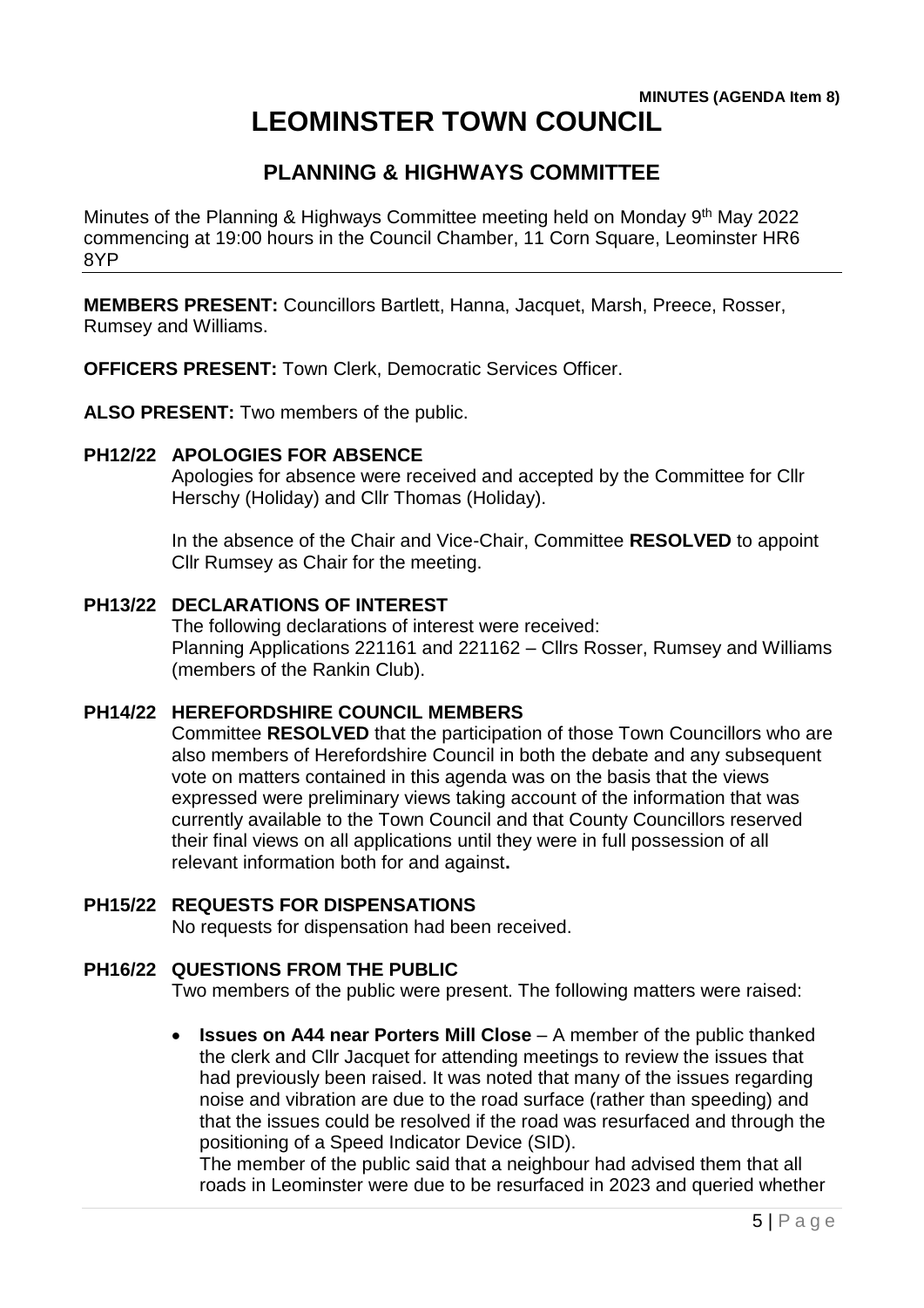**MINUTES (AGENDA Item 8)**

# LEOMINSTER TOWN COUNCIL

## PLANNING & HIGHWAYS COMMITTEE

Minutes of the Planning & Highways Committee meeting held on Monday 9th May 2022 commencing at 19:00 hours in the Council Chamber, 11 Corn Square, Leominster HR6 8YP

---

**MEMBERS PRESENT:** Councillors Bartlett, Hanna, Jacquet, Marsh, Preece, Rosser, Rumsey and Williams.

**OFFICERS PRESENT:** Town Clerk, Democratic Services Officer.

**ALSO PRESENT:** Two members of the public.

**PH12/22 APOLOGIES FOR ABSENCE**

Apologies for absence were received and accepted by the Committee for Cllr Herschy (Holiday) and Cllr Thomas (Holiday).

In the absence of the Chair and Vice-Chair, Committee **RESOLVED** to appoint Cllr Rumsey as Chair for the meeting.

**PH13/22 DECLARATIONS OF INTEREST**

The following declarations of interest were received:
Planning Applications 221161 and 221162 – Cllrs Rosser, Rumsey and Williams (members of the Rankin Club).

**PH14/22 HEREFORDSHIRE COUNCIL MEMBERS**

Committee **RESOLVED** that the participation of those Town Councillors who are also members of Herefordshire Council in both the debate and any subsequent vote on matters contained in this agenda was on the basis that the views expressed were preliminary views taking account of the information that was currently available to the Town Council and that County Councillors reserved their final views on all applications until they were in full possession of all relevant information both for and against**.**

**PH15/22 REQUESTS FOR DISPENSATIONS**

No requests for dispensation had been received.

**PH16/22 QUESTIONS FROM THE PUBLIC**

Two members of the public were present. The following matters were raised:

- **Issues on A44 near Porters Mill Close** – A member of the public thanked the clerk and Cllr Jacquet for attending meetings to review the issues that had previously been raised. It was noted that many of the issues regarding noise and vibration are due to the road surface (rather than speeding) and that the issues could be resolved if the road was resurfaced and through the positioning of a Speed Indicator Device (SID).
  The member of the public said that a neighbour had advised them that all roads in Leominster were due to be resurfaced in 2023 and queried whether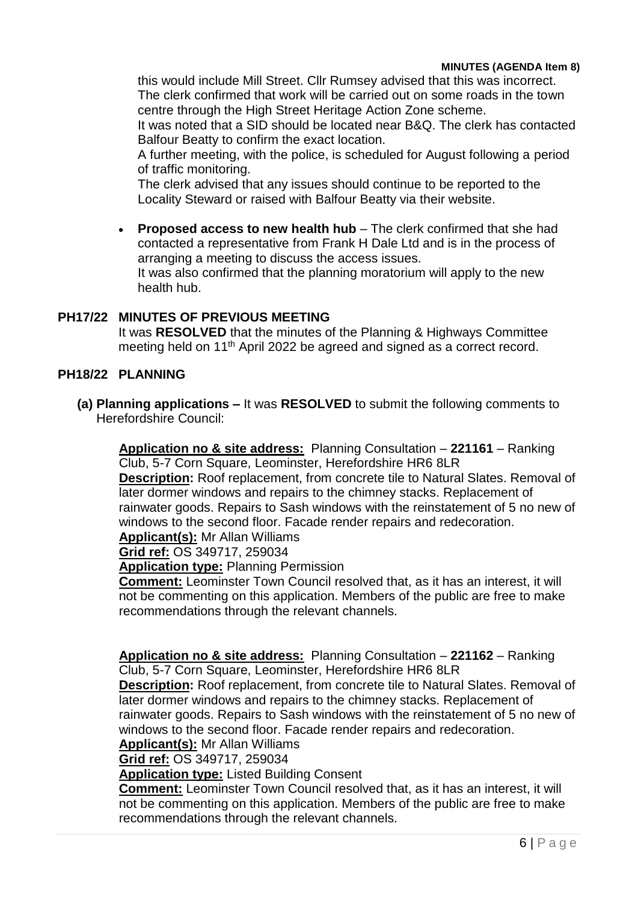this would include Mill Street. Cllr Rumsey advised that this was incorrect. The clerk confirmed that work will be carried out on some roads in the town centre through the High Street Heritage Action Zone scheme.
It was noted that a SID should be located near B&Q. The clerk has contacted Balfour Beatty to confirm the exact location.
A further meeting, with the police, is scheduled for August following a period of traffic monitoring.
The clerk advised that any issues should continue to be reported to the Locality Steward or raised with Balfour Beatty via their website.

- **Proposed access to new health hub** – The clerk confirmed that she had contacted a representative from Frank H Dale Ltd and is in the process of arranging a meeting to discuss the access issues.
  It was also confirmed that the planning moratorium will apply to the new health hub.

## PH17/22 MINUTES OF PREVIOUS MEETING

It was **RESOLVED** that the minutes of the Planning & Highways Committee meeting held on 11th April 2022 be agreed and signed as a correct record.

## PH18/22 PLANNING

**(a) Planning applications –** It was **RESOLVED** to submit the following comments to Herefordshire Council:

**Application no & site address:** Planning Consultation – **221161** – Ranking Club, 5-7 Corn Square, Leominster, Herefordshire HR6 8LR
**Description:** Roof replacement, from concrete tile to Natural Slates. Removal of later dormer windows and repairs to the chimney stacks. Replacement of rainwater goods. Repairs to Sash windows with the reinstatement of 5 no new of windows to the second floor. Facade render repairs and redecoration.
**Applicant(s):** Mr Allan Williams
**Grid ref:** OS 349717, 259034
**Application type:** Planning Permission
**Comment:** Leominster Town Council resolved that, as it has an interest, it will not be commenting on this application. Members of the public are free to make recommendations through the relevant channels.

**Application no & site address:** Planning Consultation – **221162** – Ranking Club, 5-7 Corn Square, Leominster, Herefordshire HR6 8LR
**Description:** Roof replacement, from concrete tile to Natural Slates. Removal of later dormer windows and repairs to the chimney stacks. Replacement of rainwater goods. Repairs to Sash windows with the reinstatement of 5 no new of windows to the second floor. Facade render repairs and redecoration.
**Applicant(s):** Mr Allan Williams
**Grid ref:** OS 349717, 259034
**Application type:** Listed Building Consent
**Comment:** Leominster Town Council resolved that, as it has an interest, it will not be commenting on this application. Members of the public are free to make recommendations through the relevant channels.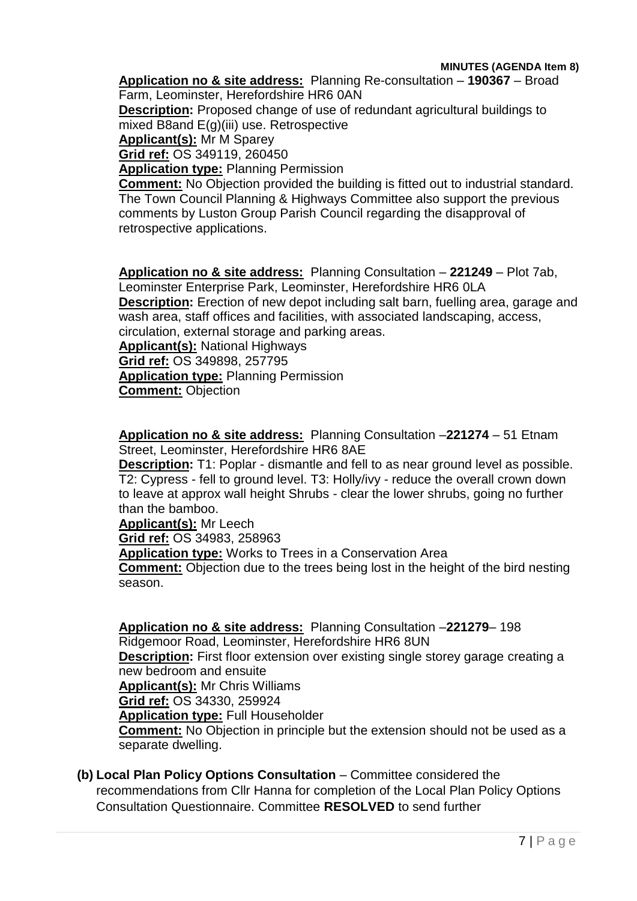**MINUTES (AGENDA Item 8)**

**Application no & site address:** Planning Re-consultation – **190367** – Broad Farm, Leominster, Herefordshire HR6 0AN
**Description:** Proposed change of use of redundant agricultural buildings to mixed B8and E(g)(iii) use. Retrospective
**Applicant(s):** Mr M Sparey
**Grid ref:** OS 349119, 260450
**Application type:** Planning Permission
**Comment:** No Objection provided the building is fitted out to industrial standard. The Town Council Planning & Highways Committee also support the previous comments by Luston Group Parish Council regarding the disapproval of retrospective applications.

**Application no & site address:** Planning Consultation – **221249** – Plot 7ab, Leominster Enterprise Park, Leominster, Herefordshire HR6 0LA
**Description:** Erection of new depot including salt barn, fuelling area, garage and wash area, staff offices and facilities, with associated landscaping, access, circulation, external storage and parking areas.
**Applicant(s):** National Highways
**Grid ref:** OS 349898, 257795
**Application type:** Planning Permission
**Comment:** Objection

**Application no & site address:** Planning Consultation –**221274** – 51 Etnam Street, Leominster, Herefordshire HR6 8AE
**Description:** T1: Poplar - dismantle and fell to as near ground level as possible. T2: Cypress - fell to ground level. T3: Holly/ivy - reduce the overall crown down to leave at approx wall height Shrubs - clear the lower shrubs, going no further than the bamboo.
**Applicant(s):** Mr Leech
**Grid ref:** OS 34983, 258963
**Application type:** Works to Trees in a Conservation Area
**Comment:** Objection due to the trees being lost in the height of the bird nesting season.

**Application no & site address:** Planning Consultation –**221279**– 198 Ridgemoor Road, Leominster, Herefordshire HR6 8UN
**Description:** First floor extension over existing single storey garage creating a new bedroom and ensuite
**Applicant(s):** Mr Chris Williams
**Grid ref:** OS 34330, 259924
**Application type:** Full Householder
**Comment:** No Objection in principle but the extension should not be used as a separate dwelling.

**(b) Local Plan Policy Options Consultation** – Committee considered the recommendations from Cllr Hanna for completion of the Local Plan Policy Options Consultation Questionnaire. Committee **RESOLVED** to send further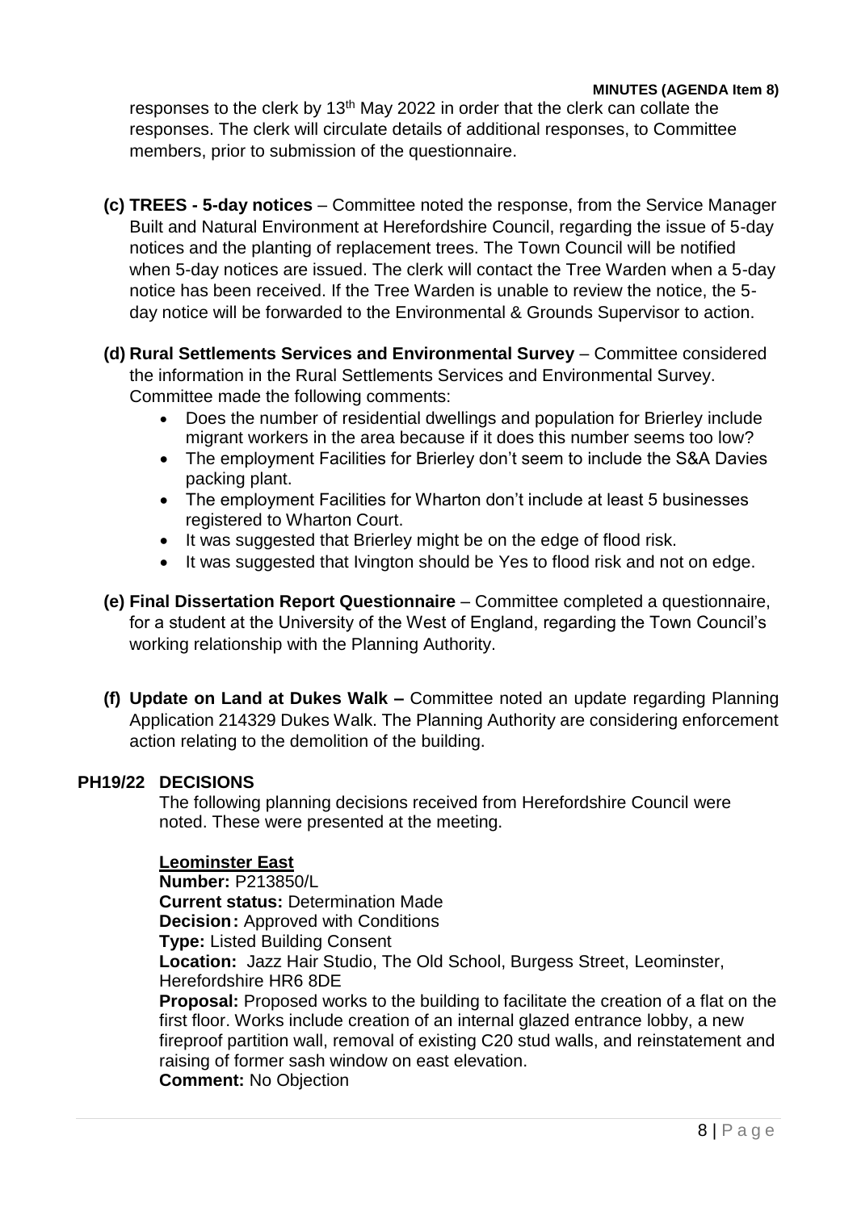responses to the clerk by 13th May 2022 in order that the clerk can collate the responses. The clerk will circulate details of additional responses, to Committee members, prior to submission of the questionnaire.

**(c) TREES - 5-day notices** – Committee noted the response, from the Service Manager Built and Natural Environment at Herefordshire Council, regarding the issue of 5-day notices and the planting of replacement trees. The Town Council will be notified when 5-day notices are issued. The clerk will contact the Tree Warden when a 5-day notice has been received. If the Tree Warden is unable to review the notice, the 5-day notice will be forwarded to the Environmental & Grounds Supervisor to action.

**(d) Rural Settlements Services and Environmental Survey** – Committee considered the information in the Rural Settlements Services and Environmental Survey. Committee made the following comments:

- Does the number of residential dwellings and population for Brierley include migrant workers in the area because if it does this number seems too low?
- The employment Facilities for Brierley don't seem to include the S&A Davies packing plant.
- The employment Facilities for Wharton don't include at least 5 businesses registered to Wharton Court.
- It was suggested that Brierley might be on the edge of flood risk.
- It was suggested that Ivington should be Yes to flood risk and not on edge.

**(e) Final Dissertation Report Questionnaire** – Committee completed a questionnaire, for a student at the University of the West of England, regarding the Town Council's working relationship with the Planning Authority.

**(f) Update on Land at Dukes Walk –** Committee noted an update regarding Planning Application 214329 Dukes Walk. The Planning Authority are considering enforcement action relating to the demolition of the building.

## PH19/22 DECISIONS

The following planning decisions received from Herefordshire Council were noted. These were presented at the meeting.

**Leominster East**

**Number:** P213850/L
**Current status:** Determination Made
**Decision:** Approved with Conditions
**Type:** Listed Building Consent
**Location:** Jazz Hair Studio, The Old School, Burgess Street, Leominster, Herefordshire HR6 8DE
**Proposal:** Proposed works to the building to facilitate the creation of a flat on the first floor. Works include creation of an internal glazed entrance lobby, a new fireproof partition wall, removal of existing C20 stud walls, and reinstatement and raising of former sash window on east elevation.
**Comment:** No Objection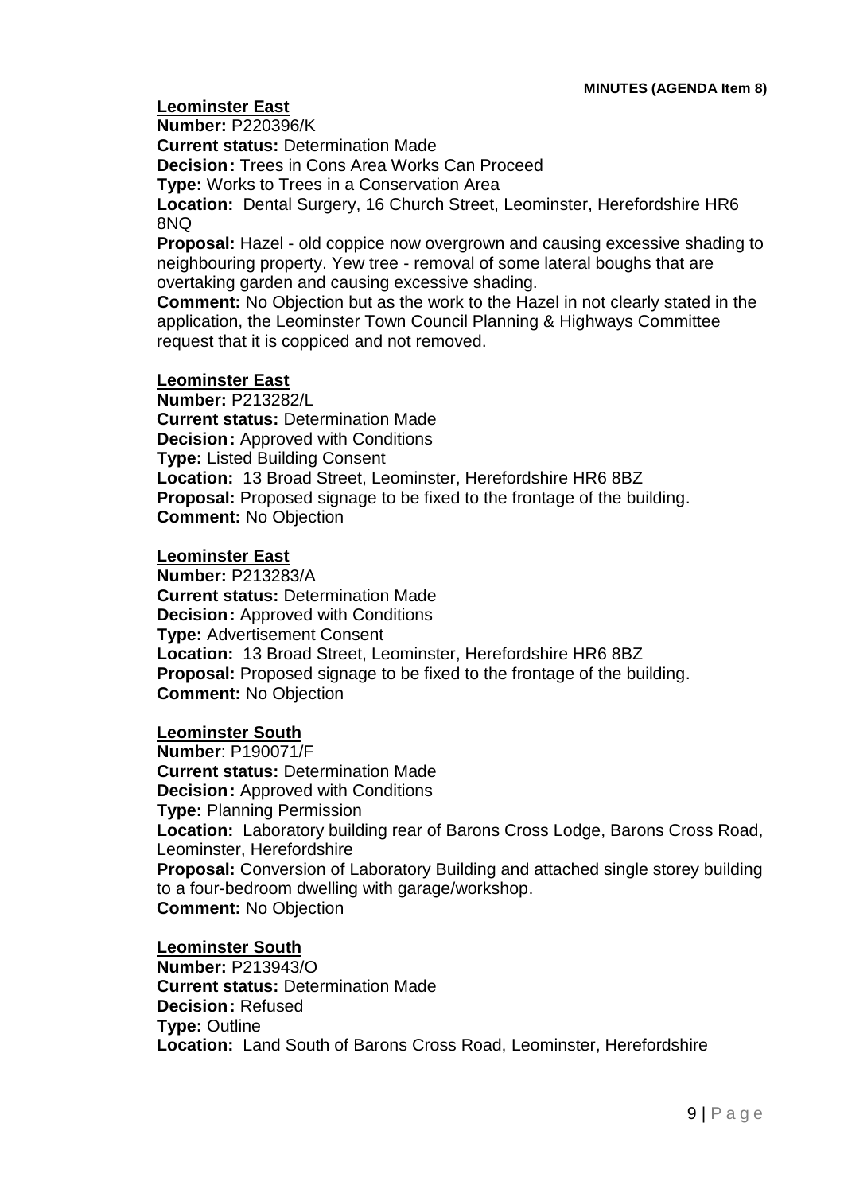**MINUTES (AGENDA Item 8)**

**Leominster East**

**Number:** P220396/K
**Current status:** Determination Made
**Decision:** Trees in Cons Area Works Can Proceed
**Type:** Works to Trees in a Conservation Area
**Location:** Dental Surgery, 16 Church Street, Leominster, Herefordshire HR6 8NQ
**Proposal:** Hazel - old coppice now overgrown and causing excessive shading to neighbouring property. Yew tree - removal of some lateral boughs that are overtaking garden and causing excessive shading.
**Comment:** No Objection but as the work to the Hazel in not clearly stated in the application, the Leominster Town Council Planning & Highways Committee request that it is coppiced and not removed.

**Leominster East**

**Number:** P213282/L
**Current status:** Determination Made
**Decision:** Approved with Conditions
**Type:** Listed Building Consent
**Location:** 13 Broad Street, Leominster, Herefordshire HR6 8BZ
**Proposal:** Proposed signage to be fixed to the frontage of the building.
**Comment:** No Objection

**Leominster East**

**Number:** P213283/A
**Current status:** Determination Made
**Decision:** Approved with Conditions
**Type:** Advertisement Consent
**Location:** 13 Broad Street, Leominster, Herefordshire HR6 8BZ
**Proposal:** Proposed signage to be fixed to the frontage of the building.
**Comment:** No Objection

**Leominster South**

**Number**: P190071/F
**Current status:** Determination Made
**Decision:** Approved with Conditions
**Type:** Planning Permission
**Location:** Laboratory building rear of Barons Cross Lodge, Barons Cross Road, Leominster, Herefordshire
**Proposal:** Conversion of Laboratory Building and attached single storey building to a four-bedroom dwelling with garage/workshop.
**Comment:** No Objection

**Leominster South**

**Number:** P213943/O
**Current status:** Determination Made
**Decision:** Refused
**Type:** Outline
**Location:** Land South of Barons Cross Road, Leominster, Herefordshire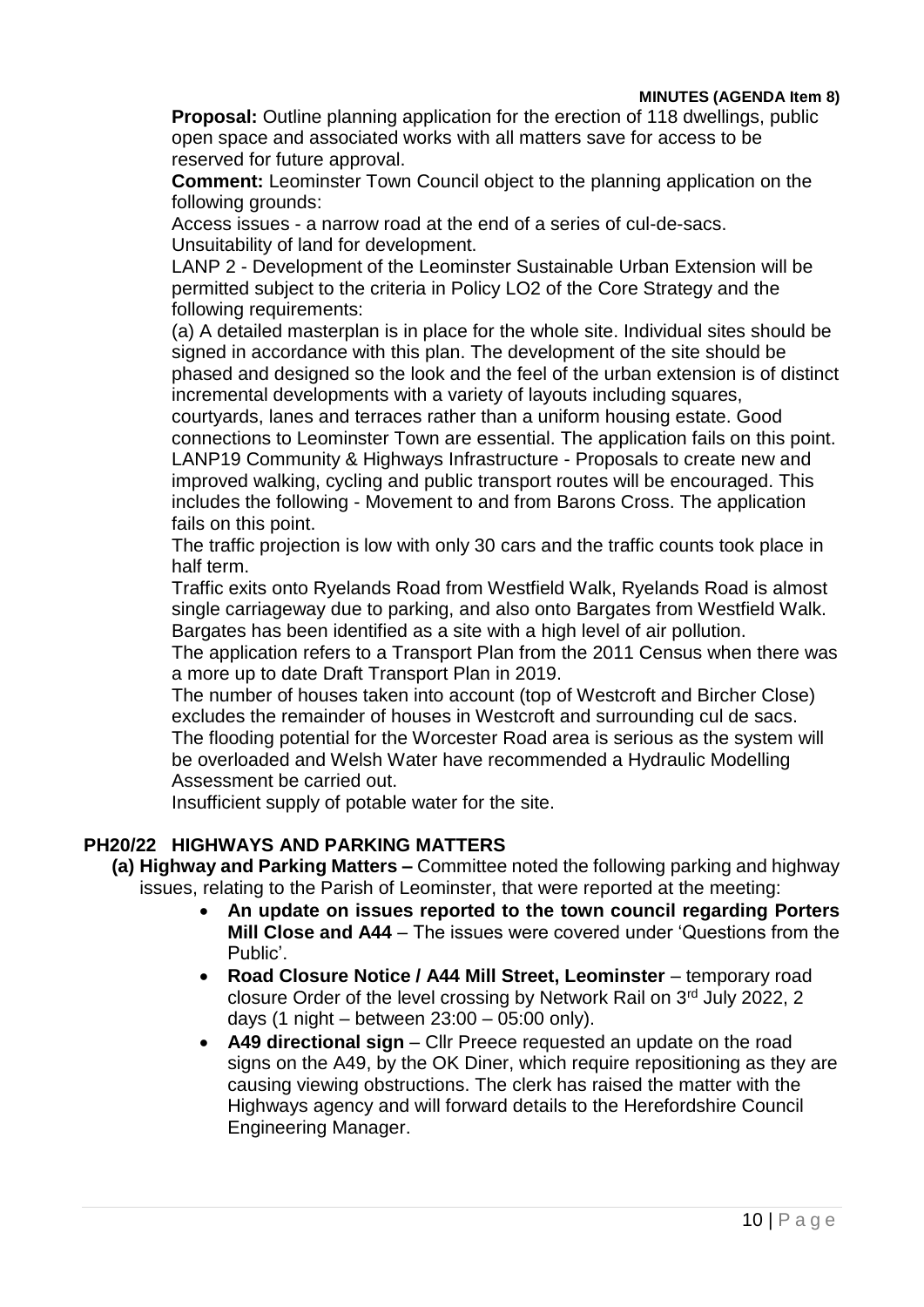**Proposal:** Outline planning application for the erection of 118 dwellings, public open space and associated works with all matters save for access to be reserved for future approval.

**Comment:** Leominster Town Council object to the planning application on the following grounds:

Access issues - a narrow road at the end of a series of cul-de-sacs.

Unsuitability of land for development.

LANP 2 - Development of the Leominster Sustainable Urban Extension will be permitted subject to the criteria in Policy LO2 of the Core Strategy and the following requirements:

(a) A detailed masterplan is in place for the whole site. Individual sites should be signed in accordance with this plan. The development of the site should be phased and designed so the look and the feel of the urban extension is of distinct incremental developments with a variety of layouts including squares, courtyards, lanes and terraces rather than a uniform housing estate. Good connections to Leominster Town are essential. The application fails on this point.

LANP19 Community & Highways Infrastructure - Proposals to create new and improved walking, cycling and public transport routes will be encouraged. This includes the following - Movement to and from Barons Cross. The application fails on this point.

The traffic projection is low with only 30 cars and the traffic counts took place in half term.

Traffic exits onto Ryelands Road from Westfield Walk, Ryelands Road is almost single carriageway due to parking, and also onto Bargates from Westfield Walk. Bargates has been identified as a site with a high level of air pollution.

The application refers to a Transport Plan from the 2011 Census when there was a more up to date Draft Transport Plan in 2019.

The number of houses taken into account (top of Westcroft and Bircher Close) excludes the remainder of houses in Westcroft and surrounding cul de sacs.

The flooding potential for the Worcester Road area is serious as the system will be overloaded and Welsh Water have recommended a Hydraulic Modelling Assessment be carried out.

Insufficient supply of potable water for the site.

## PH20/22 HIGHWAYS AND PARKING MATTERS

**(a) Highway and Parking Matters –** Committee noted the following parking and highway issues, relating to the Parish of Leominster, that were reported at the meeting:

- **An update on issues reported to the town council regarding Porters Mill Close and A44** – The issues were covered under 'Questions from the Public'.
- **Road Closure Notice / A44 Mill Street, Leominster** – temporary road closure Order of the level crossing by Network Rail on 3rd July 2022, 2 days (1 night – between 23:00 – 05:00 only).
- **A49 directional sign** – Cllr Preece requested an update on the road signs on the A49, by the OK Diner, which require repositioning as they are causing viewing obstructions. The clerk has raised the matter with the Highways agency and will forward details to the Herefordshire Council Engineering Manager.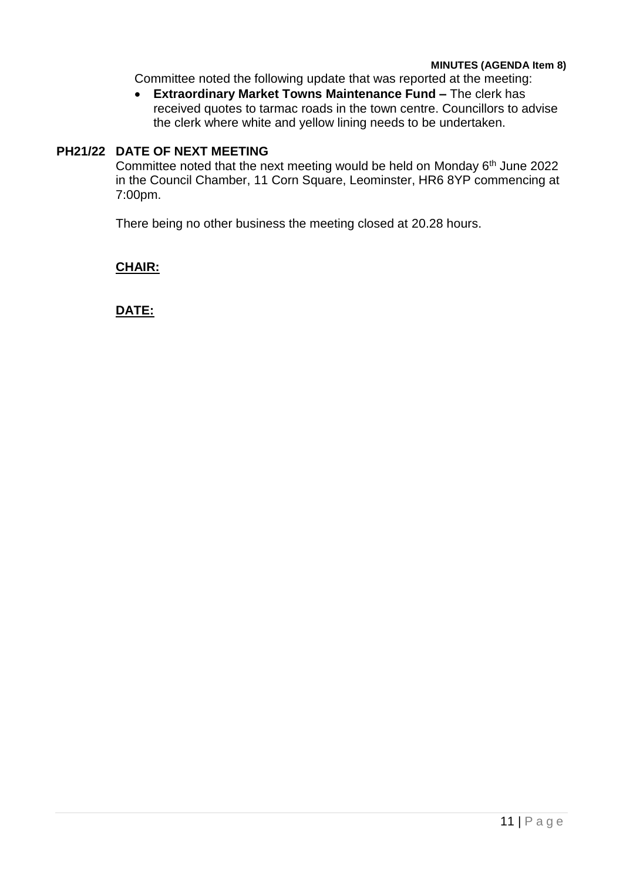Committee noted the following update that was reported at the meeting:

- **Extraordinary Market Towns Maintenance Fund –** The clerk has received quotes to tarmac roads in the town centre. Councillors to advise the clerk where white and yellow lining needs to be undertaken.

## PH21/22 DATE OF NEXT MEETING

Committee noted that the next meeting would be held on Monday 6th June 2022 in the Council Chamber, 11 Corn Square, Leominster, HR6 8YP commencing at 7:00pm.

There being no other business the meeting closed at 20.28 hours.

**CHAIR:**

**DATE:**